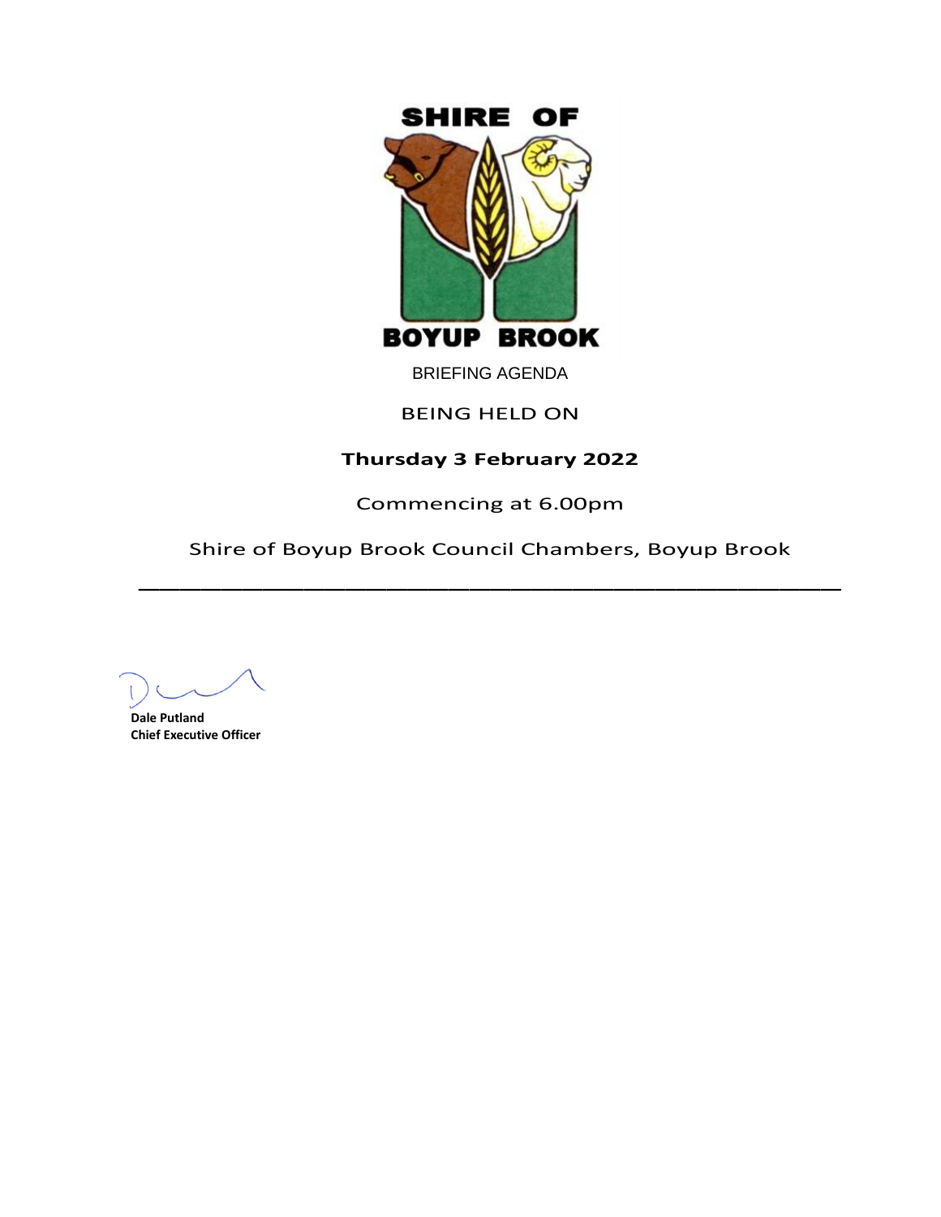SHIRE OF

BOYUP BROOK

BRIEFING AGENDA

BEING HELD ON

**Thursday 3 February 2022**

Commencing at 6.00pm

Shire of Boyup Brook Council Chambers, Boyup Brook

---

**Dale Putland**
**Chief Executive Officer**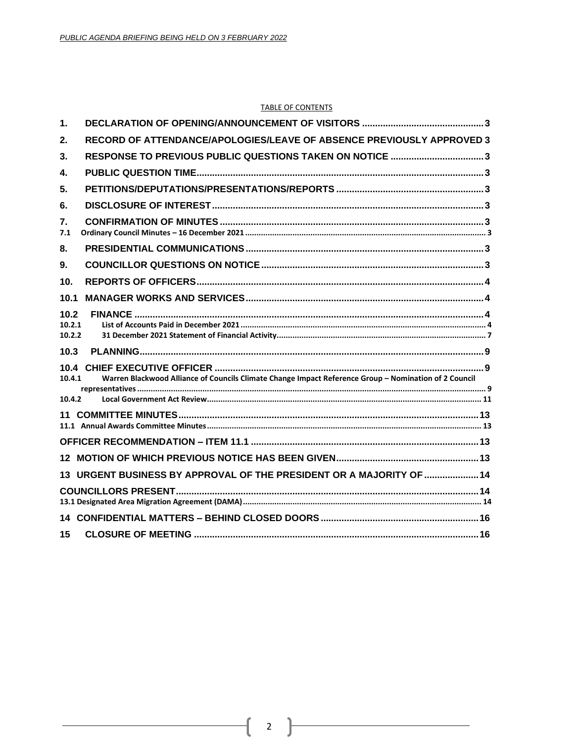TABLE OF CONTENTS

| | | |
|---|---|---|
| 1. | DECLARATION OF OPENING/ANNOUNCEMENT OF VISITORS | 3 |
| 2. | RECORD OF ATTENDANCE/APOLOGIES/LEAVE OF ABSENCE PREVIOUSLY APPROVED | 3 |
| 3. | RESPONSE TO PREVIOUS PUBLIC QUESTIONS TAKEN ON NOTICE | 3 |
| 4. | PUBLIC QUESTION TIME | 3 |
| 5. | PETITIONS/DEPUTATIONS/PRESENTATIONS/REPORTS | 3 |
| 6. | DISCLOSURE OF INTEREST | 3 |
| 7. | CONFIRMATION OF MINUTES | 3 |
| 7.1 | Ordinary Council Minutes – 16 December 2021 | 3 |
| 8. | PRESIDENTIAL COMMUNICATIONS | 3 |
| 9. | COUNCILLOR QUESTIONS ON NOTICE | 3 |
| 10. | REPORTS OF OFFICERS | 4 |
| 10.1 | MANAGER WORKS AND SERVICES | 4 |
| 10.2 | FINANCE | 4 |
| 10.2.1 | List of Accounts Paid in December 2021 | 4 |
| 10.2.2 | 31 December 2021 Statement of Financial Activity | 7 |
| 10.3 | PLANNING | 9 |
| 10.4 | CHIEF EXECUTIVE OFFICER | 9 |
| 10.4.1 | Warren Blackwood Alliance of Councils Climate Change Impact Reference Group – Nomination of 2 Council representatives | 9 |
| 10.4.2 | Local Government Act Review | 11 |
| 11 | COMMITTEE MINUTES | 13 |
| 11.1 | Annual Awards Committee Minutes | 13 |
| | OFFICER RECOMMENDATION – ITEM 11.1 | 13 |
| 12 | MOTION OF WHICH PREVIOUS NOTICE HAS BEEN GIVEN | 13 |
| 13 | URGENT BUSINESS BY APPROVAL OF THE PRESIDENT OR A MAJORITY OF | 14 |
| | COUNCILLORS PRESENT | 14 |
| 13.1 | Designated Area Migration Agreement (DAMA) | 14 |
| 14 | CONFIDENTIAL MATTERS – BEHIND CLOSED DOORS | 16 |
| 15 | CLOSURE OF MEETING | 16 |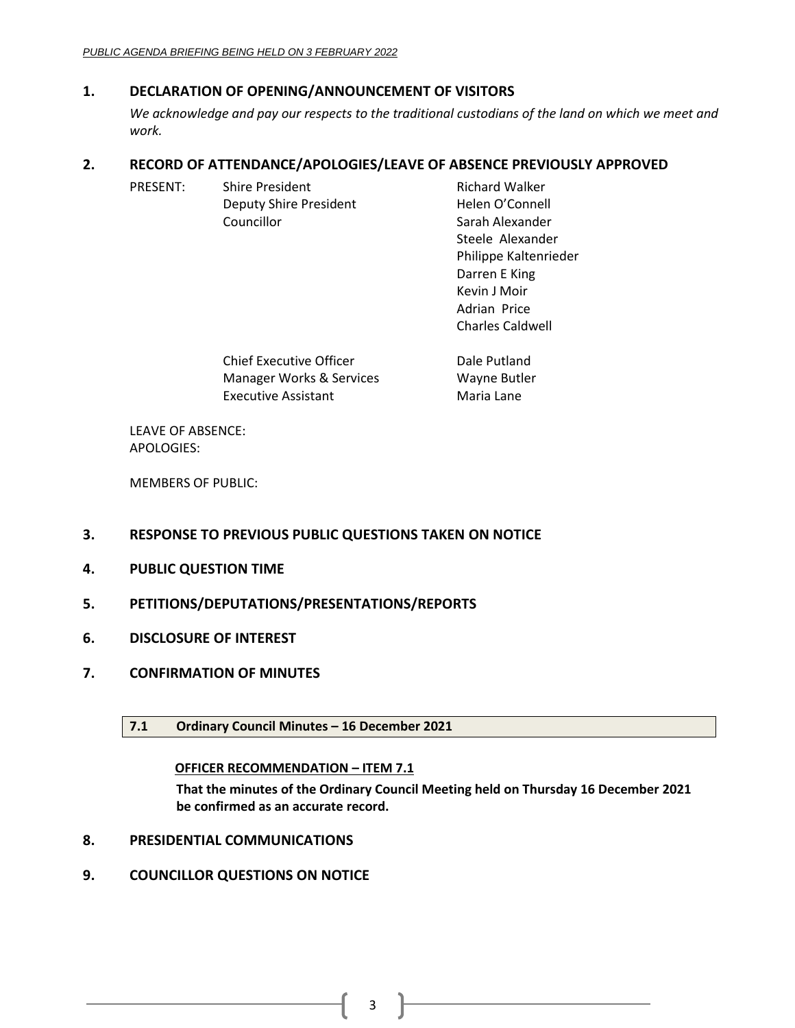## 1. DECLARATION OF OPENING/ANNOUNCEMENT OF VISITORS

*We acknowledge and pay our respects to the traditional custodians of the land on which we meet and work.*

## 2. RECORD OF ATTENDANCE/APOLOGIES/LEAVE OF ABSENCE PREVIOUSLY APPROVED

| PRESENT: | | |
|---|---|---|
| | Shire President | Richard Walker |
| | Deputy Shire President | Helen O'Connell |
| | Councillor | Sarah Alexander |
| | | Steele Alexander |
| | | Philippe Kaltenrieder |
| | | Darren E King |
| | | Kevin J Moir |
| | | Adrian Price |
| | | Charles Caldwell |
| | Chief Executive Officer | Dale Putland |
| | Manager Works & Services | Wayne Butler |
| | Executive Assistant | Maria Lane |

LEAVE OF ABSENCE:
APOLOGIES:

MEMBERS OF PUBLIC:

## 3. RESPONSE TO PREVIOUS PUBLIC QUESTIONS TAKEN ON NOTICE

## 4. PUBLIC QUESTION TIME

## 5. PETITIONS/DEPUTATIONS/PRESENTATIONS/REPORTS

## 6. DISCLOSURE OF INTEREST

## 7. CONFIRMATION OF MINUTES

### 7.1 Ordinary Council Minutes – 16 December 2021

**OFFICER RECOMMENDATION – ITEM 7.1**

**That the minutes of the Ordinary Council Meeting held on Thursday 16 December 2021 be confirmed as an accurate record.**

## 8. PRESIDENTIAL COMMUNICATIONS

## 9. COUNCILLOR QUESTIONS ON NOTICE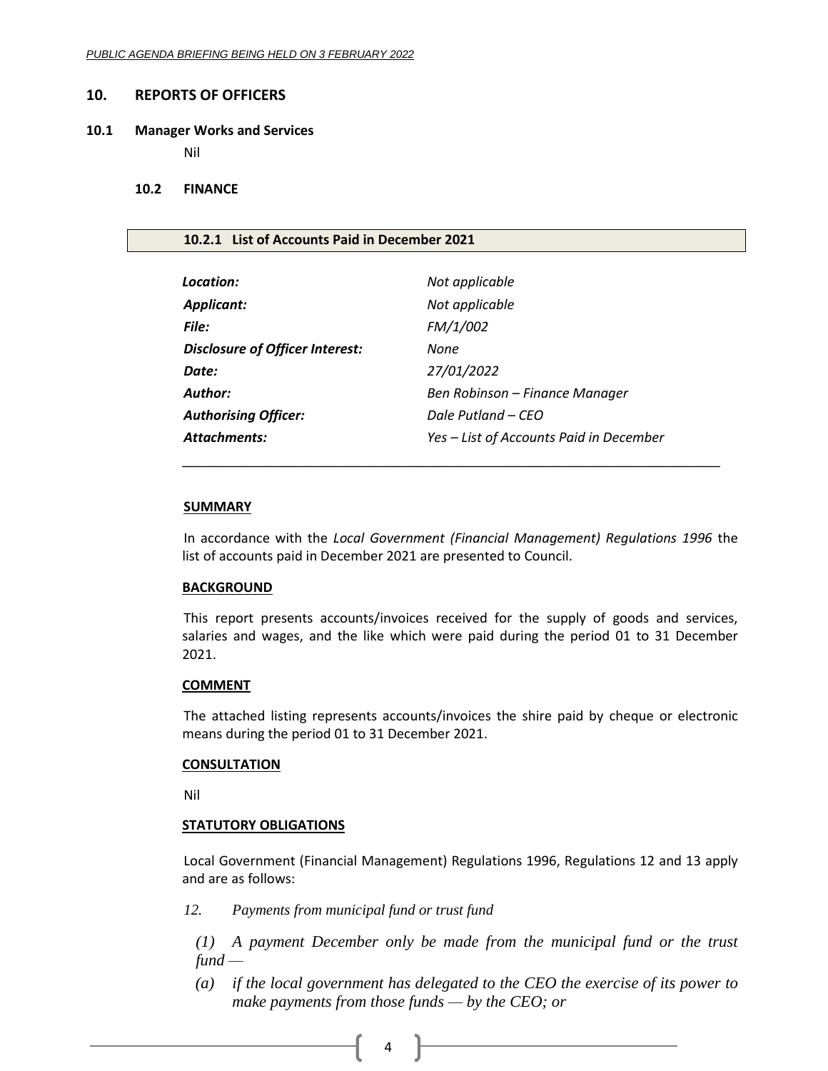## 10. REPORTS OF OFFICERS

### 10.1 Manager Works and Services

Nil

### 10.2 FINANCE

#### 10.2.1 List of Accounts Paid in December 2021

| | |
|---|---|
| ***Location:*** | *Not applicable* |
| ***Applicant:*** | *Not applicable* |
| ***File:*** | *FM/1/002* |
| ***Disclosure of Officer Interest:*** | *None* |
| ***Date:*** | *27/01/2022* |
| ***Author:*** | *Ben Robinson – Finance Manager* |
| ***Authorising Officer:*** | *Dale Putland – CEO* |
| ***Attachments:*** | *Yes – List of Accounts Paid in December* |

**SUMMARY**

In accordance with the *Local Government (Financial Management) Regulations 1996* the list of accounts paid in December 2021 are presented to Council.

**BACKGROUND**

This report presents accounts/invoices received for the supply of goods and services, salaries and wages, and the like which were paid during the period 01 to 31 December 2021.

**COMMENT**

The attached listing represents accounts/invoices the shire paid by cheque or electronic means during the period 01 to 31 December 2021.

**CONSULTATION**

Nil

**STATUTORY OBLIGATIONS**

Local Government (Financial Management) Regulations 1996, Regulations 12 and 13 apply and are as follows:

*12. Payments from municipal fund or trust fund*

*(1) A payment December only be made from the municipal fund or the trust fund —*

*(a) if the local government has delegated to the CEO the exercise of its power to make payments from those funds — by the CEO; or*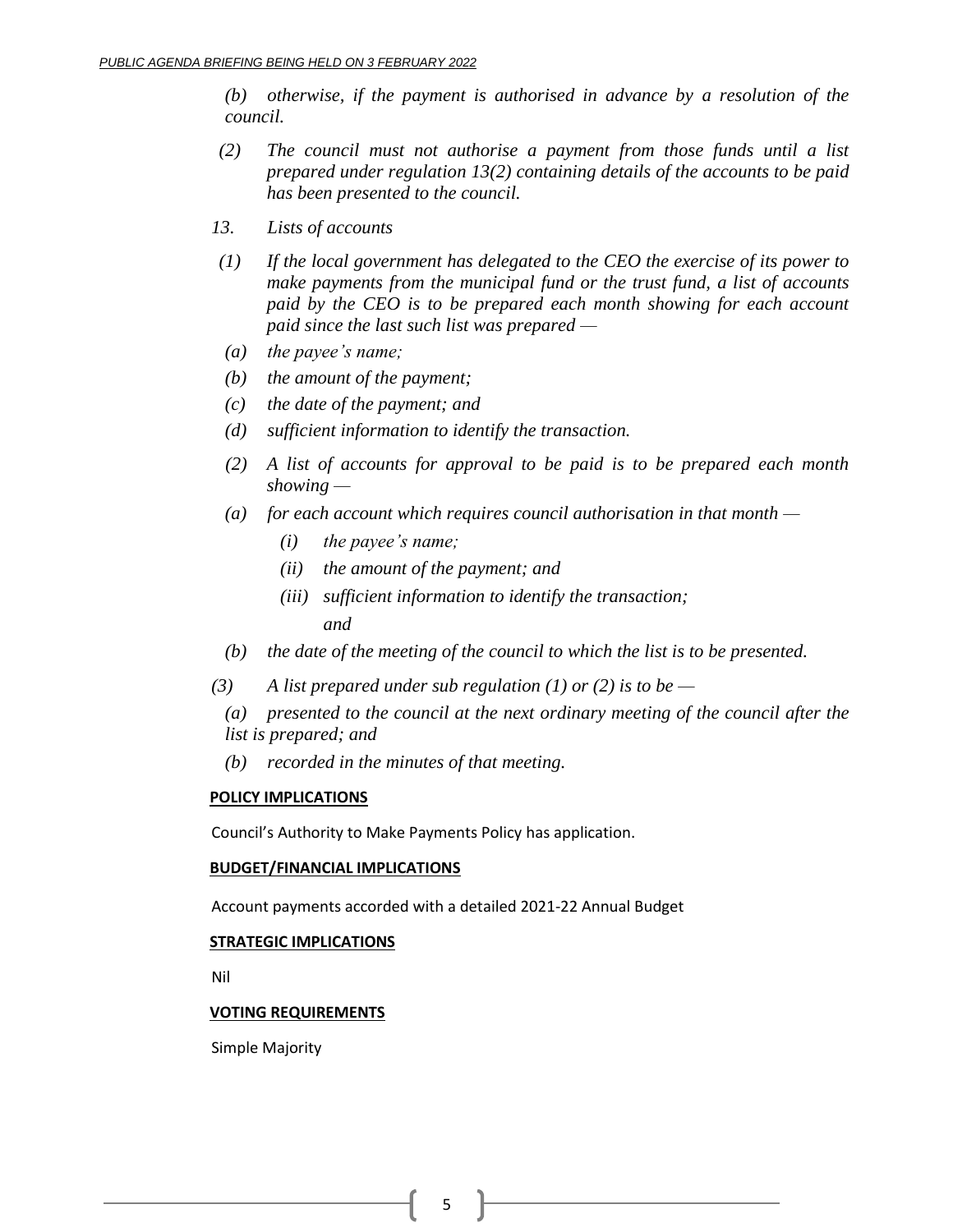*(b) otherwise, if the payment is authorised in advance by a resolution of the council.*

*(2) The council must not authorise a payment from those funds until a list prepared under regulation 13(2) containing details of the accounts to be paid has been presented to the council.*

*13. Lists of accounts*

*(1) If the local government has delegated to the CEO the exercise of its power to make payments from the municipal fund or the trust fund, a list of accounts paid by the CEO is to be prepared each month showing for each account paid since the last such list was prepared —*

*(a) the payee's name;*

*(b) the amount of the payment;*

*(c) the date of the payment; and*

*(d) sufficient information to identify the transaction.*

*(2) A list of accounts for approval to be paid is to be prepared each month showing —*

*(a) for each account which requires council authorisation in that month —*

*(i) the payee's name;*

*(ii) the amount of the payment; and*

*(iii) sufficient information to identify the transaction;*

*and*

*(b) the date of the meeting of the council to which the list is to be presented.*

*(3) A list prepared under sub regulation (1) or (2) is to be —*

*(a) presented to the council at the next ordinary meeting of the council after the list is prepared; and*

*(b) recorded in the minutes of that meeting.*

**POLICY IMPLICATIONS**

Council's Authority to Make Payments Policy has application.

**BUDGET/FINANCIAL IMPLICATIONS**

Account payments accorded with a detailed 2021-22 Annual Budget

**STRATEGIC IMPLICATIONS**

Nil

**VOTING REQUIREMENTS**

Simple Majority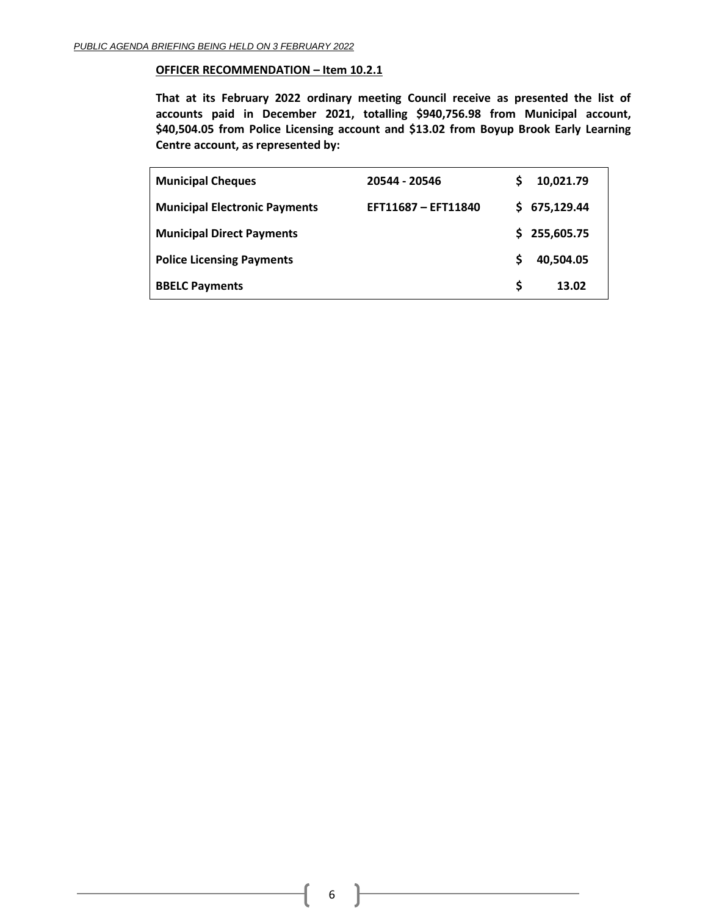**OFFICER RECOMMENDATION – Item 10.2.1**

**That at its February 2022 ordinary meeting Council receive as presented the list of accounts paid in December 2021, totalling $940,756.98 from Municipal account, $40,504.05 from Police Licensing account and $13.02 from Boyup Brook Early Learning Centre account, as represented by:**

| | | |
|---|---|---|
| **Municipal Cheques** | **20544 - 20546** | **$ 10,021.79** |
| **Municipal Electronic Payments** | **EFT11687 – EFT11840** | **$ 675,129.44** |
| **Municipal Direct Payments** | | **$ 255,605.75** |
| **Police Licensing Payments** | | **$ 40,504.05** |
| **BBELC Payments** | | **$ 13.02** |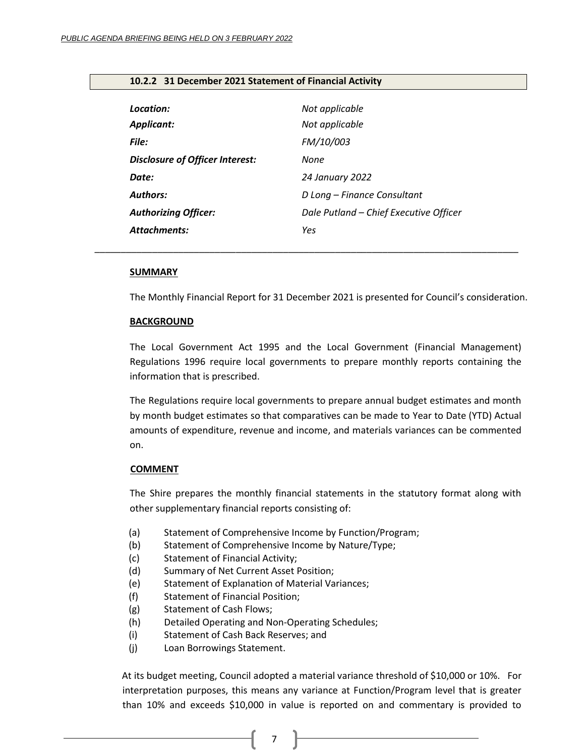## 10.2.2 31 December 2021 Statement of Financial Activity

| | |
|---|---|
| ***Location:*** | *Not applicable* |
| ***Applicant:*** | *Not applicable* |
| ***File:*** | *FM/10/003* |
| ***Disclosure of Officer Interest:*** | *None* |
| ***Date:*** | *24 January 2022* |
| ***Authors:*** | *D Long – Finance Consultant* |
| ***Authorizing Officer:*** | *Dale Putland – Chief Executive Officer* |
| ***Attachments:*** | *Yes* |

---

**SUMMARY**

The Monthly Financial Report for 31 December 2021 is presented for Council's consideration.

**BACKGROUND**

The Local Government Act 1995 and the Local Government (Financial Management) Regulations 1996 require local governments to prepare monthly reports containing the information that is prescribed.

The Regulations require local governments to prepare annual budget estimates and month by month budget estimates so that comparatives can be made to Year to Date (YTD) Actual amounts of expenditure, revenue and income, and materials variances can be commented on.

**COMMENT**

The Shire prepares the monthly financial statements in the statutory format along with other supplementary financial reports consisting of:

(a) Statement of Comprehensive Income by Function/Program;
(b) Statement of Comprehensive Income by Nature/Type;
(c) Statement of Financial Activity;
(d) Summary of Net Current Asset Position;
(e) Statement of Explanation of Material Variances;
(f) Statement of Financial Position;
(g) Statement of Cash Flows;
(h) Detailed Operating and Non-Operating Schedules;
(i) Statement of Cash Back Reserves; and
(j) Loan Borrowings Statement.

At its budget meeting, Council adopted a material variance threshold of $10,000 or 10%. For interpretation purposes, this means any variance at Function/Program level that is greater than 10% and exceeds $10,000 in value is reported on and commentary is provided to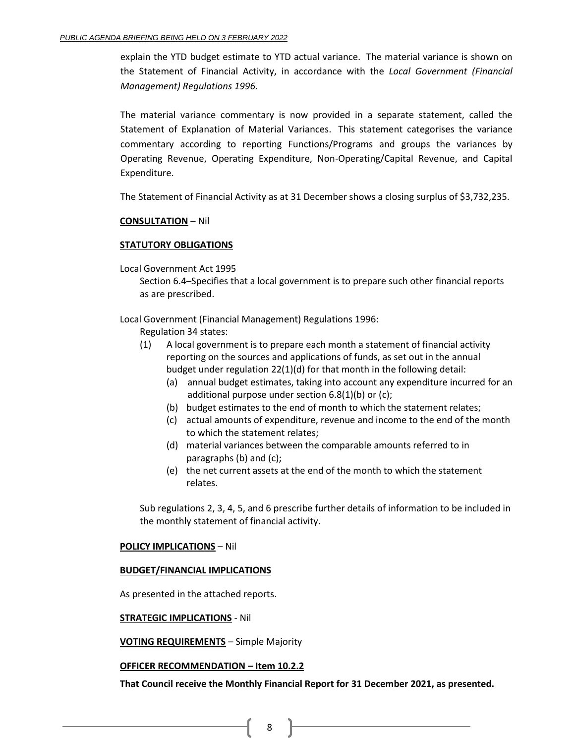explain the YTD budget estimate to YTD actual variance. The material variance is shown on the Statement of Financial Activity, in accordance with the *Local Government (Financial Management) Regulations 1996*.

The material variance commentary is now provided in a separate statement, called the Statement of Explanation of Material Variances. This statement categorises the variance commentary according to reporting Functions/Programs and groups the variances by Operating Revenue, Operating Expenditure, Non-Operating/Capital Revenue, and Capital Expenditure.

The Statement of Financial Activity as at 31 December shows a closing surplus of $3,732,235.

**CONSULTATION** – Nil

**STATUTORY OBLIGATIONS**

Local Government Act 1995

Section 6.4–Specifies that a local government is to prepare such other financial reports as are prescribed.

Local Government (Financial Management) Regulations 1996:

Regulation 34 states:

(1) A local government is to prepare each month a statement of financial activity reporting on the sources and applications of funds, as set out in the annual budget under regulation 22(1)(d) for that month in the following detail:
   - (a) annual budget estimates, taking into account any expenditure incurred for an additional purpose under section 6.8(1)(b) or (c);
   - (b) budget estimates to the end of month to which the statement relates;
   - (c) actual amounts of expenditure, revenue and income to the end of the month to which the statement relates;
   - (d) material variances between the comparable amounts referred to in paragraphs (b) and (c);
   - (e) the net current assets at the end of the month to which the statement relates.

Sub regulations 2, 3, 4, 5, and 6 prescribe further details of information to be included in the monthly statement of financial activity.

**POLICY IMPLICATIONS** – Nil

**BUDGET/FINANCIAL IMPLICATIONS**

As presented in the attached reports.

**STRATEGIC IMPLICATIONS** - Nil

**VOTING REQUIREMENTS** – Simple Majority

**OFFICER RECOMMENDATION – Item 10.2.2**

**That Council receive the Monthly Financial Report for 31 December 2021, as presented.**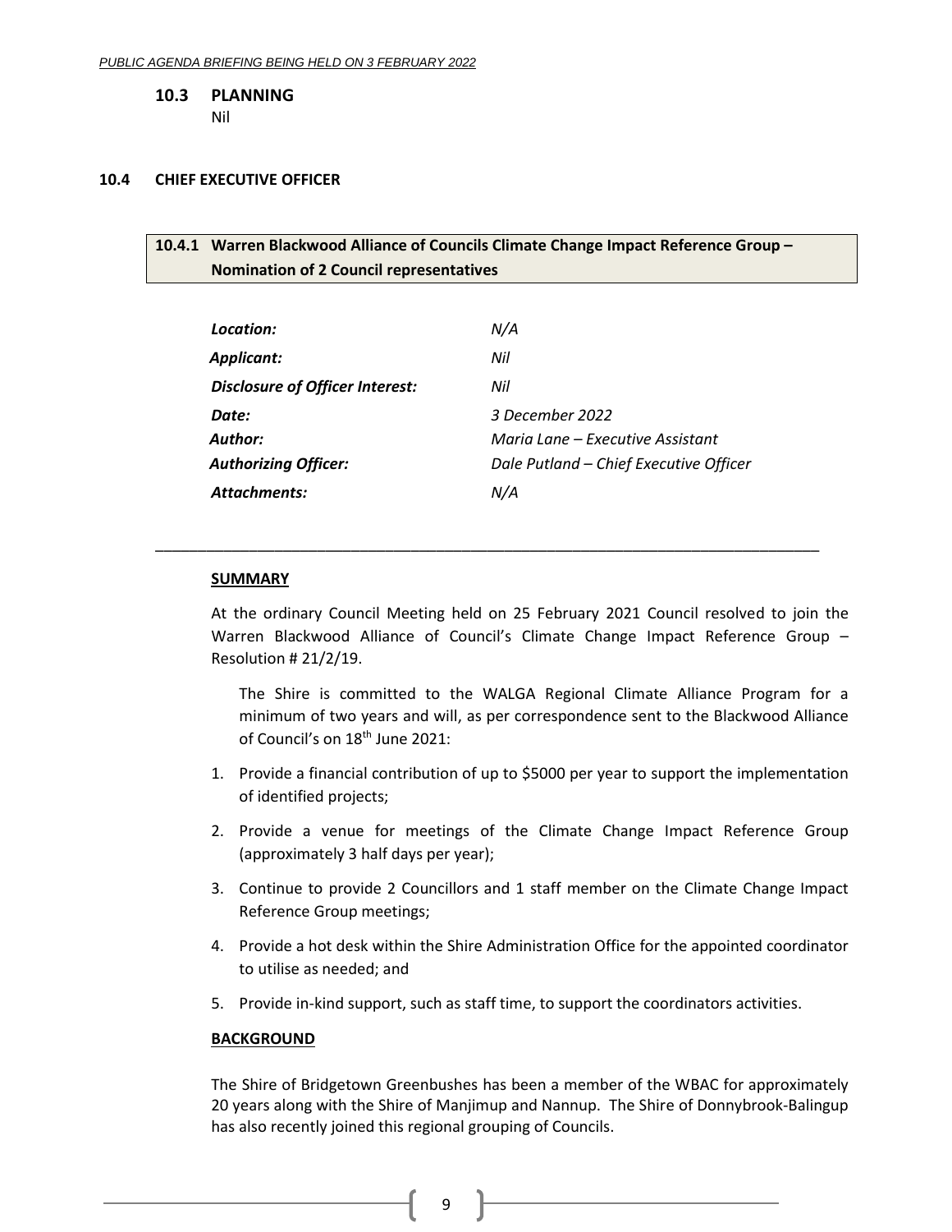### 10.3 PLANNING

Nil

### 10.4 CHIEF EXECUTIVE OFFICER

#### 10.4.1 Warren Blackwood Alliance of Councils Climate Change Impact Reference Group – Nomination of 2 Council representatives

| | |
|---|---|
| ***Location:*** | *N/A* |
| ***Applicant:*** | *Nil* |
| ***Disclosure of Officer Interest:*** | *Nil* |
| ***Date:*** | *3 December 2022* |
| ***Author:*** | *Maria Lane – Executive Assistant* |
| ***Authorizing Officer:*** | *Dale Putland – Chief Executive Officer* |
| ***Attachments:*** | *N/A* |

---

**SUMMARY**

At the ordinary Council Meeting held on 25 February 2021 Council resolved to join the Warren Blackwood Alliance of Council's Climate Change Impact Reference Group – Resolution # 21/2/19.

The Shire is committed to the WALGA Regional Climate Alliance Program for a minimum of two years and will, as per correspondence sent to the Blackwood Alliance of Council's on 18th June 2021:

1. Provide a financial contribution of up to $5000 per year to support the implementation of identified projects;
2. Provide a venue for meetings of the Climate Change Impact Reference Group (approximately 3 half days per year);
3. Continue to provide 2 Councillors and 1 staff member on the Climate Change Impact Reference Group meetings;
4. Provide a hot desk within the Shire Administration Office for the appointed coordinator to utilise as needed; and
5. Provide in-kind support, such as staff time, to support the coordinators activities.

**BACKGROUND**

The Shire of Bridgetown Greenbushes has been a member of the WBAC for approximately 20 years along with the Shire of Manjimup and Nannup. The Shire of Donnybrook-Balingup has also recently joined this regional grouping of Councils.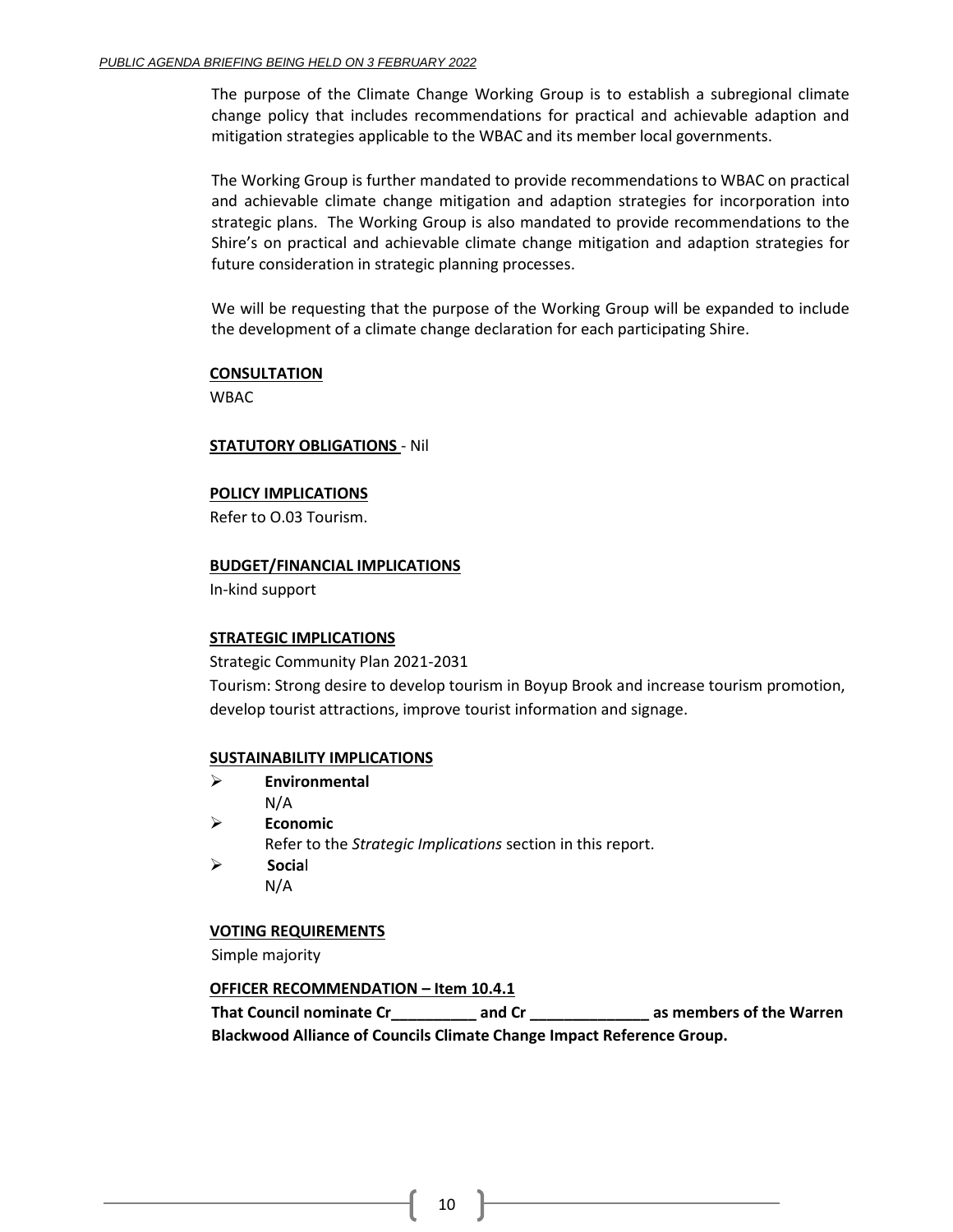The purpose of the Climate Change Working Group is to establish a subregional climate change policy that includes recommendations for practical and achievable adaption and mitigation strategies applicable to the WBAC and its member local governments.

The Working Group is further mandated to provide recommendations to WBAC on practical and achievable climate change mitigation and adaption strategies for incorporation into strategic plans. The Working Group is also mandated to provide recommendations to the Shire's on practical and achievable climate change mitigation and adaption strategies for future consideration in strategic planning processes.

We will be requesting that the purpose of the Working Group will be expanded to include the development of a climate change declaration for each participating Shire.

**CONSULTATION**

WBAC

**STATUTORY OBLIGATIONS** - Nil

**POLICY IMPLICATIONS**

Refer to O.03 Tourism.

**BUDGET/FINANCIAL IMPLICATIONS**

In-kind support

**STRATEGIC IMPLICATIONS**

Strategic Community Plan 2021-2031

Tourism: Strong desire to develop tourism in Boyup Brook and increase tourism promotion, develop tourist attractions, improve tourist information and signage.

**SUSTAINABILITY IMPLICATIONS**

- **Environmental**
  N/A
- **Economic**
  Refer to the *Strategic Implications* section in this report.
- **Social**
  N/A

**VOTING REQUIREMENTS**

Simple majority

**OFFICER RECOMMENDATION – Item 10.4.1**

**That Council nominate Cr__________ and Cr ______________ as members of the Warren Blackwood Alliance of Councils Climate Change Impact Reference Group.**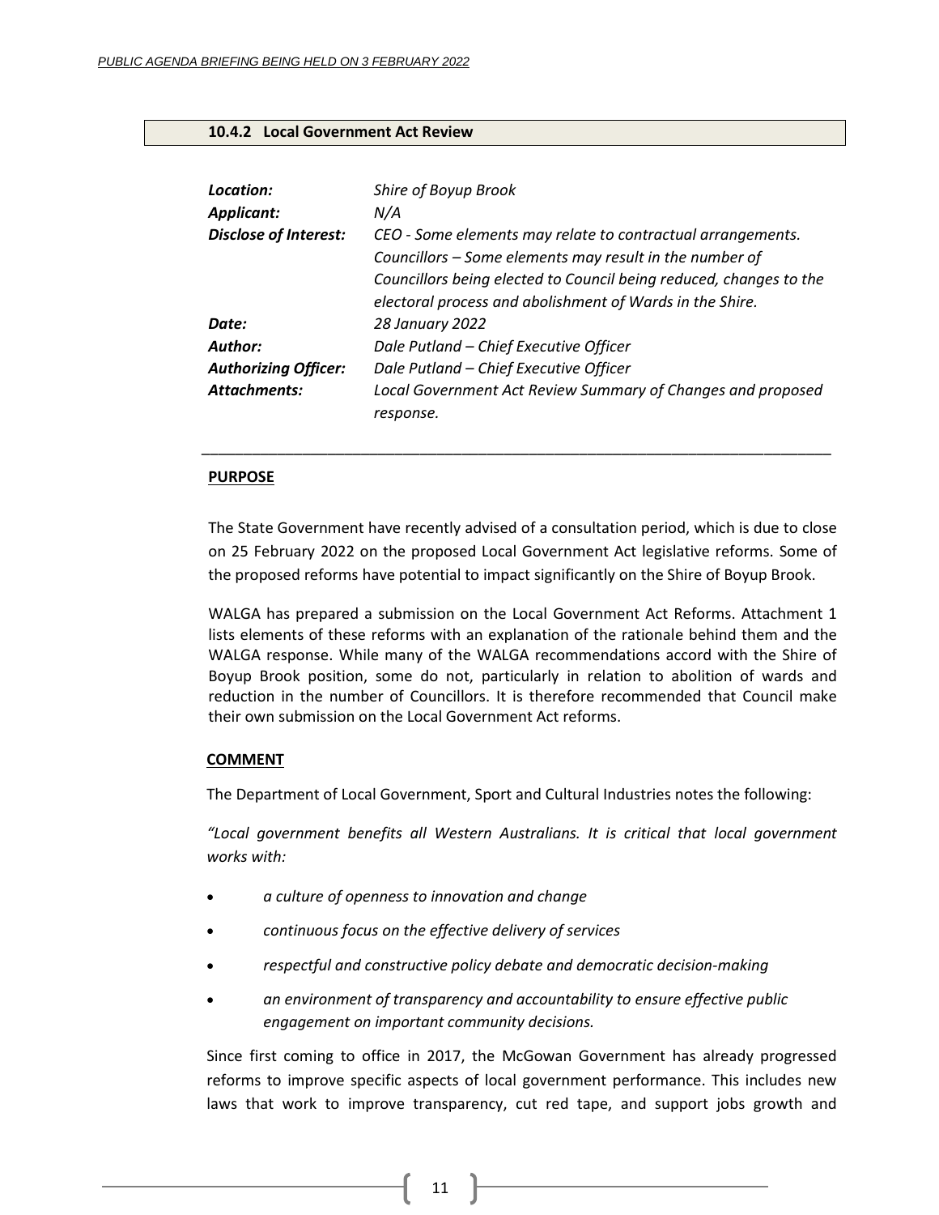### 10.4.2 Local Government Act Review

| | |
|---|---|
| ***Location:*** | *Shire of Boyup Brook* |
| ***Applicant:*** | *N/A* |
| ***Disclose of Interest:*** | *CEO - Some elements may relate to contractual arrangements. Councillors – Some elements may result in the number of Councillors being elected to Council being reduced, changes to the electoral process and abolishment of Wards in the Shire.* |
| ***Date:*** | *28 January 2022* |
| ***Author:*** | *Dale Putland – Chief Executive Officer* |
| ***Authorizing Officer:*** | *Dale Putland – Chief Executive Officer* |
| ***Attachments:*** | *Local Government Act Review Summary of Changes and proposed response.* |

---

**PURPOSE**

The State Government have recently advised of a consultation period, which is due to close on 25 February 2022 on the proposed Local Government Act legislative reforms. Some of the proposed reforms have potential to impact significantly on the Shire of Boyup Brook.

WALGA has prepared a submission on the Local Government Act Reforms. Attachment 1 lists elements of these reforms with an explanation of the rationale behind them and the WALGA response. While many of the WALGA recommendations accord with the Shire of Boyup Brook position, some do not, particularly in relation to abolition of wards and reduction in the number of Councillors. It is therefore recommended that Council make their own submission on the Local Government Act reforms.

**COMMENT**

The Department of Local Government, Sport and Cultural Industries notes the following:

*"Local government benefits all Western Australians. It is critical that local government works with:*

- *a culture of openness to innovation and change*
- *continuous focus on the effective delivery of services*
- *respectful and constructive policy debate and democratic decision-making*
- *an environment of transparency and accountability to ensure effective public engagement on important community decisions.*

Since first coming to office in 2017, the McGowan Government has already progressed reforms to improve specific aspects of local government performance. This includes new laws that work to improve transparency, cut red tape, and support jobs growth and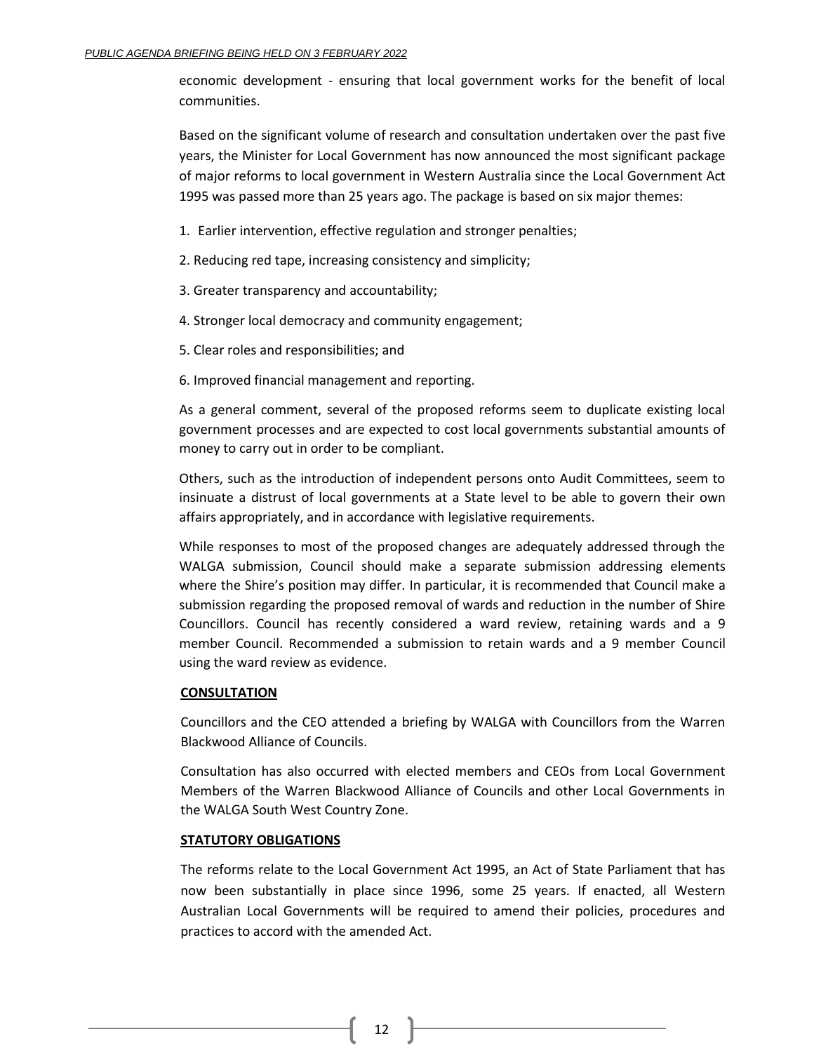economic development - ensuring that local government works for the benefit of local communities.

Based on the significant volume of research and consultation undertaken over the past five years, the Minister for Local Government has now announced the most significant package of major reforms to local government in Western Australia since the Local Government Act 1995 was passed more than 25 years ago. The package is based on six major themes:

1. Earlier intervention, effective regulation and stronger penalties;
2. Reducing red tape, increasing consistency and simplicity;
3. Greater transparency and accountability;
4. Stronger local democracy and community engagement;
5. Clear roles and responsibilities; and
6. Improved financial management and reporting.

As a general comment, several of the proposed reforms seem to duplicate existing local government processes and are expected to cost local governments substantial amounts of money to carry out in order to be compliant.

Others, such as the introduction of independent persons onto Audit Committees, seem to insinuate a distrust of local governments at a State level to be able to govern their own affairs appropriately, and in accordance with legislative requirements.

While responses to most of the proposed changes are adequately addressed through the WALGA submission, Council should make a separate submission addressing elements where the Shire's position may differ. In particular, it is recommended that Council make a submission regarding the proposed removal of wards and reduction in the number of Shire Councillors. Council has recently considered a ward review, retaining wards and a 9 member Council. Recommended a submission to retain wards and a 9 member Council using the ward review as evidence.

**CONSULTATION**

Councillors and the CEO attended a briefing by WALGA with Councillors from the Warren Blackwood Alliance of Councils.

Consultation has also occurred with elected members and CEOs from Local Government Members of the Warren Blackwood Alliance of Councils and other Local Governments in the WALGA South West Country Zone.

**STATUTORY OBLIGATIONS**

The reforms relate to the Local Government Act 1995, an Act of State Parliament that has now been substantially in place since 1996, some 25 years. If enacted, all Western Australian Local Governments will be required to amend their policies, procedures and practices to accord with the amended Act.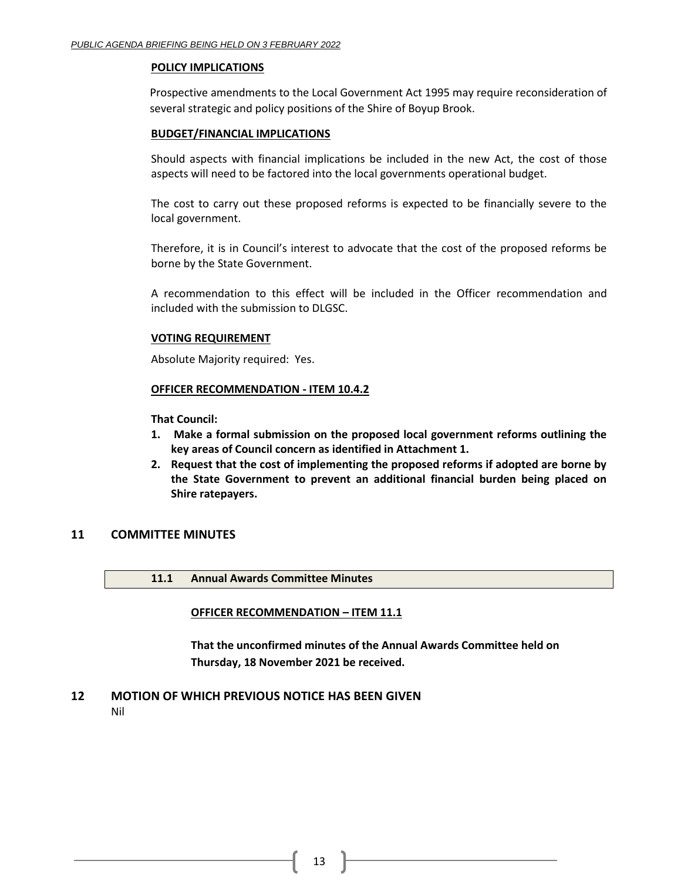**POLICY IMPLICATIONS**

Prospective amendments to the Local Government Act 1995 may require reconsideration of several strategic and policy positions of the Shire of Boyup Brook.

**BUDGET/FINANCIAL IMPLICATIONS**

Should aspects with financial implications be included in the new Act, the cost of those aspects will need to be factored into the local governments operational budget.

The cost to carry out these proposed reforms is expected to be financially severe to the local government.

Therefore, it is in Council's interest to advocate that the cost of the proposed reforms be borne by the State Government.

A recommendation to this effect will be included in the Officer recommendation and included with the submission to DLGSC.

**VOTING REQUIREMENT**

Absolute Majority required: Yes.

**OFFICER RECOMMENDATION - ITEM 10.4.2**

**That Council:**

1. **Make a formal submission on the proposed local government reforms outlining the key areas of Council concern as identified in Attachment 1.**
2. **Request that the cost of implementing the proposed reforms if adopted are borne by the State Government to prevent an additional financial burden being placed on Shire ratepayers.**

## 11 COMMITTEE MINUTES

### 11.1 Annual Awards Committee Minutes

**OFFICER RECOMMENDATION – ITEM 11.1**

**That the unconfirmed minutes of the Annual Awards Committee held on Thursday, 18 November 2021 be received.**

## 12 MOTION OF WHICH PREVIOUS NOTICE HAS BEEN GIVEN

Nil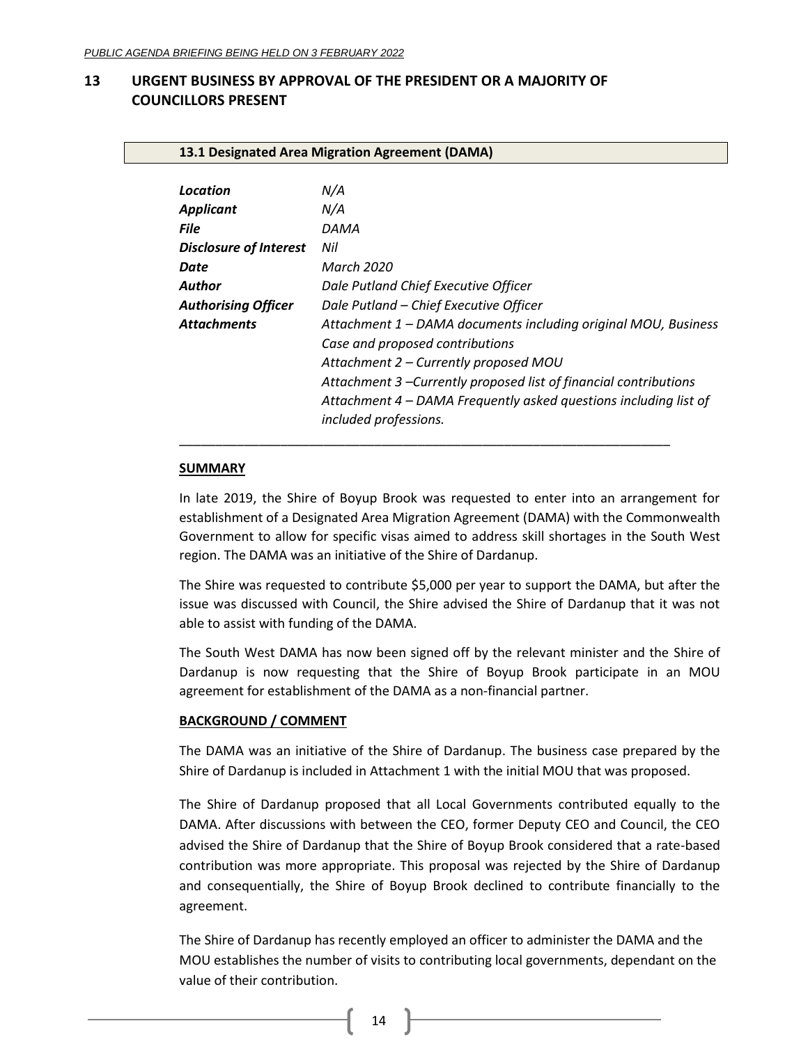## 13 URGENT BUSINESS BY APPROVAL OF THE PRESIDENT OR A MAJORITY OF COUNCILLORS PRESENT

### 13.1 Designated Area Migration Agreement (DAMA)

| | |
|---|---|
| ***Location*** | *N/A* |
| ***Applicant*** | *N/A* |
| ***File*** | *DAMA* |
| ***Disclosure of Interest*** | *Nil* |
| ***Date*** | *March 2020* |
| ***Author*** | *Dale Putland Chief Executive Officer* |
| ***Authorising Officer*** | *Dale Putland – Chief Executive Officer* |
| ***Attachments*** | *Attachment 1 – DAMA documents including original MOU, Business Case and proposed contributions*<br>*Attachment 2 – Currently proposed MOU*<br>*Attachment 3 –Currently proposed list of financial contributions*<br>*Attachment 4 – DAMA Frequently asked questions including list of included professions.* |

---

**SUMMARY**

In late 2019, the Shire of Boyup Brook was requested to enter into an arrangement for establishment of a Designated Area Migration Agreement (DAMA) with the Commonwealth Government to allow for specific visas aimed to address skill shortages in the South West region. The DAMA was an initiative of the Shire of Dardanup.

The Shire was requested to contribute $5,000 per year to support the DAMA, but after the issue was discussed with Council, the Shire advised the Shire of Dardanup that it was not able to assist with funding of the DAMA.

The South West DAMA has now been signed off by the relevant minister and the Shire of Dardanup is now requesting that the Shire of Boyup Brook participate in an MOU agreement for establishment of the DAMA as a non-financial partner.

**BACKGROUND / COMMENT**

The DAMA was an initiative of the Shire of Dardanup. The business case prepared by the Shire of Dardanup is included in Attachment 1 with the initial MOU that was proposed.

The Shire of Dardanup proposed that all Local Governments contributed equally to the DAMA. After discussions with between the CEO, former Deputy CEO and Council, the CEO advised the Shire of Dardanup that the Shire of Boyup Brook considered that a rate-based contribution was more appropriate. This proposal was rejected by the Shire of Dardanup and consequentially, the Shire of Boyup Brook declined to contribute financially to the agreement.

The Shire of Dardanup has recently employed an officer to administer the DAMA and the MOU establishes the number of visits to contributing local governments, dependant on the value of their contribution.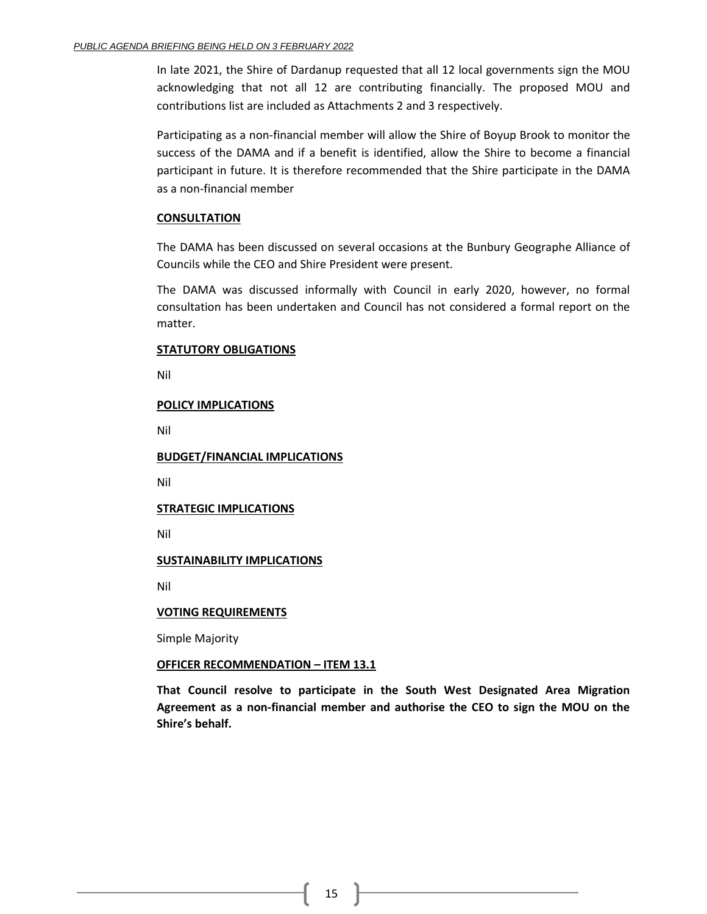In late 2021, the Shire of Dardanup requested that all 12 local governments sign the MOU acknowledging that not all 12 are contributing financially. The proposed MOU and contributions list are included as Attachments 2 and 3 respectively.

Participating as a non-financial member will allow the Shire of Boyup Brook to monitor the success of the DAMA and if a benefit is identified, allow the Shire to become a financial participant in future. It is therefore recommended that the Shire participate in the DAMA as a non-financial member

**CONSULTATION**

The DAMA has been discussed on several occasions at the Bunbury Geographe Alliance of Councils while the CEO and Shire President were present.

The DAMA was discussed informally with Council in early 2020, however, no formal consultation has been undertaken and Council has not considered a formal report on the matter.

**STATUTORY OBLIGATIONS**

Nil

**POLICY IMPLICATIONS**

Nil

**BUDGET/FINANCIAL IMPLICATIONS**

Nil

**STRATEGIC IMPLICATIONS**

Nil

**SUSTAINABILITY IMPLICATIONS**

Nil

**VOTING REQUIREMENTS**

Simple Majority

**OFFICER RECOMMENDATION – ITEM 13.1**

**That Council resolve to participate in the South West Designated Area Migration Agreement as a non-financial member and authorise the CEO to sign the MOU on the Shire's behalf.**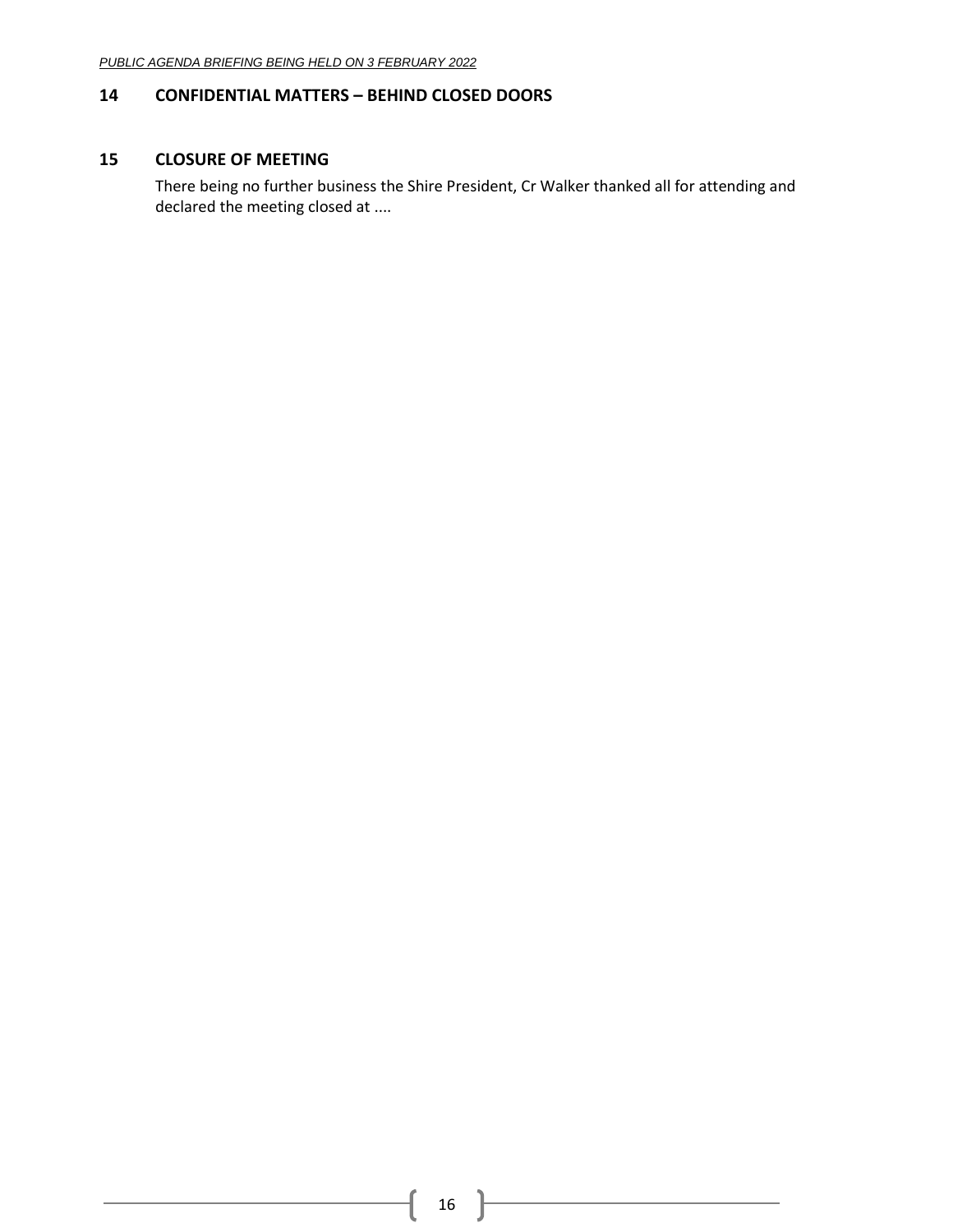## 14 CONFIDENTIAL MATTERS – BEHIND CLOSED DOORS

## 15 CLOSURE OF MEETING

There being no further business the Shire President, Cr Walker thanked all for attending and declared the meeting closed at ....